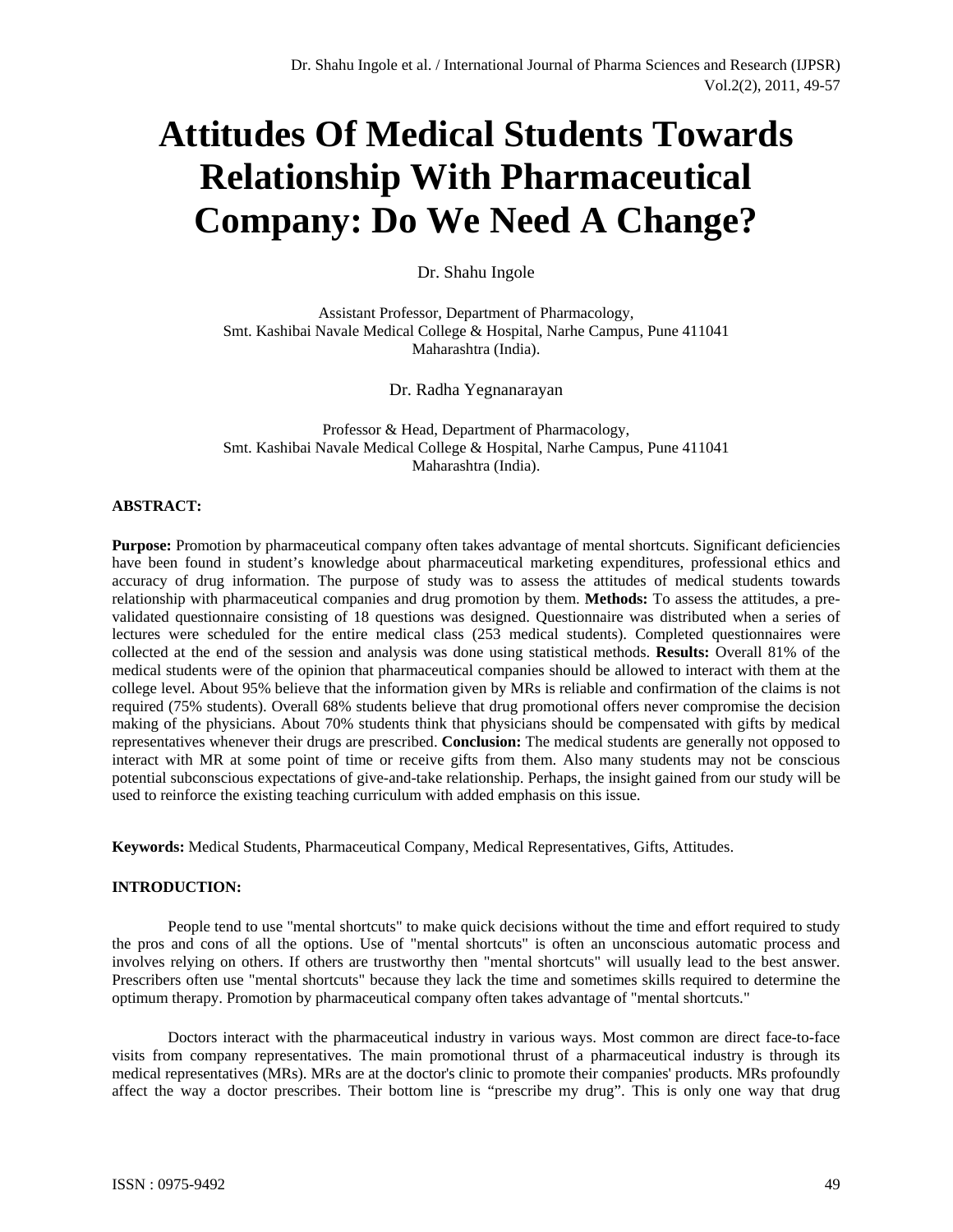# Attitudes Of Medical Students Towards Relationship With Pharmaceutical Company: Do We Need A Change?

Dr. Shahu Ingole

Assistant Professor, Department of Pharmacology,
Smt. Kashibai Navale Medical College & Hospital, Narhe Campus, Pune 411041
Maharashtra (India).

Dr. Radha Yegnanarayan

Professor & Head, Department of Pharmacology,
Smt. Kashibai Navale Medical College & Hospital, Narhe Campus, Pune 411041
Maharashtra (India).

**ABSTRACT:**

**Purpose:** Promotion by pharmaceutical company often takes advantage of mental shortcuts. Significant deficiencies have been found in student's knowledge about pharmaceutical marketing expenditures, professional ethics and accuracy of drug information. The purpose of study was to assess the attitudes of medical students towards relationship with pharmaceutical companies and drug promotion by them. **Methods:** To assess the attitudes, a pre-validated questionnaire consisting of 18 questions was designed. Questionnaire was distributed when a series of lectures were scheduled for the entire medical class (253 medical students). Completed questionnaires were collected at the end of the session and analysis was done using statistical methods. **Results:** Overall 81% of the medical students were of the opinion that pharmaceutical companies should be allowed to interact with them at the college level. About 95% believe that the information given by MRs is reliable and confirmation of the claims is not required (75% students). Overall 68% students believe that drug promotional offers never compromise the decision making of the physicians. About 70% students think that physicians should be compensated with gifts by medical representatives whenever their drugs are prescribed. **Conclusion:** The medical students are generally not opposed to interact with MR at some point of time or receive gifts from them. Also many students may not be conscious potential subconscious expectations of give-and-take relationship. Perhaps, the insight gained from our study will be used to reinforce the existing teaching curriculum with added emphasis on this issue.

**Keywords:** Medical Students, Pharmaceutical Company, Medical Representatives, Gifts, Attitudes.

**INTRODUCTION:**

People tend to use "mental shortcuts" to make quick decisions without the time and effort required to study the pros and cons of all the options. Use of "mental shortcuts" is often an unconscious automatic process and involves relying on others. If others are trustworthy then "mental shortcuts" will usually lead to the best answer. Prescribers often use "mental shortcuts" because they lack the time and sometimes skills required to determine the optimum therapy. Promotion by pharmaceutical company often takes advantage of "mental shortcuts."

Doctors interact with the pharmaceutical industry in various ways. Most common are direct face-to-face visits from company representatives. The main promotional thrust of a pharmaceutical industry is through its medical representatives (MRs). MRs are at the doctor's clinic to promote their companies' products. MRs profoundly affect the way a doctor prescribes. Their bottom line is "prescribe my drug". This is only one way that drug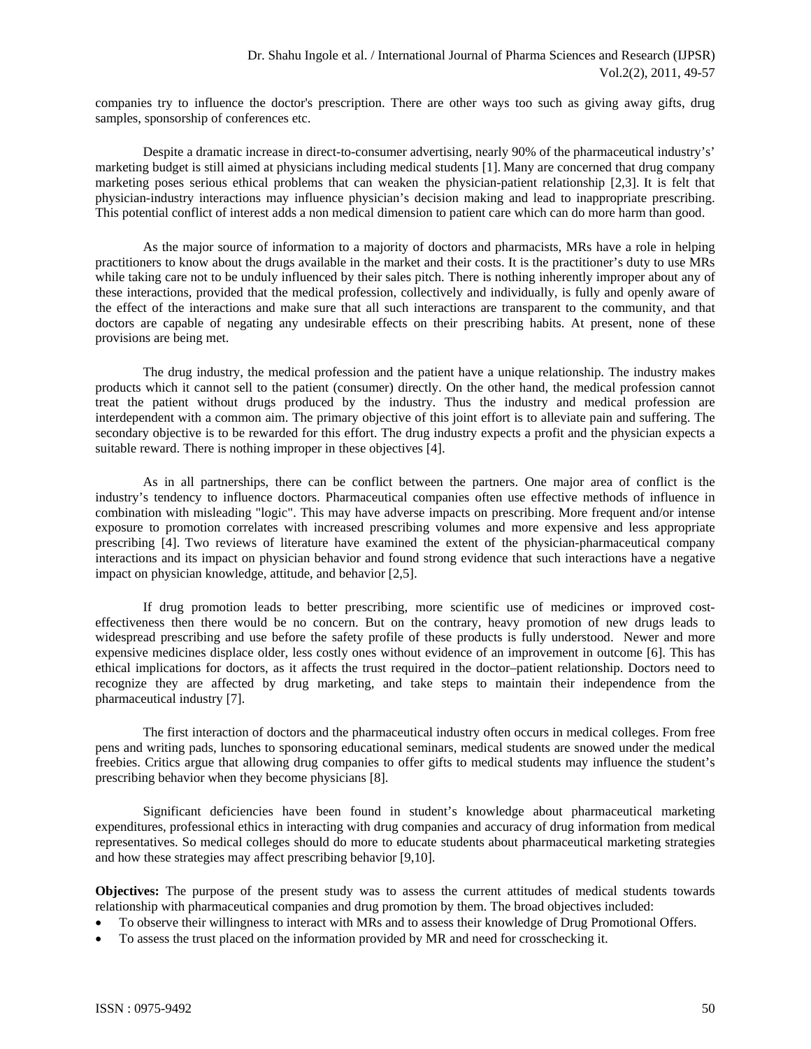companies try to influence the doctor's prescription. There are other ways too such as giving away gifts, drug samples, sponsorship of conferences etc.

Despite a dramatic increase in direct-to-consumer advertising, nearly 90% of the pharmaceutical industry's' marketing budget is still aimed at physicians including medical students [1]. Many are concerned that drug company marketing poses serious ethical problems that can weaken the physician-patient relationship [2,3]. It is felt that physician-industry interactions may influence physician's decision making and lead to inappropriate prescribing. This potential conflict of interest adds a non medical dimension to patient care which can do more harm than good.

As the major source of information to a majority of doctors and pharmacists, MRs have a role in helping practitioners to know about the drugs available in the market and their costs. It is the practitioner's duty to use MRs while taking care not to be unduly influenced by their sales pitch. There is nothing inherently improper about any of these interactions, provided that the medical profession, collectively and individually, is fully and openly aware of the effect of the interactions and make sure that all such interactions are transparent to the community, and that doctors are capable of negating any undesirable effects on their prescribing habits. At present, none of these provisions are being met.

The drug industry, the medical profession and the patient have a unique relationship. The industry makes products which it cannot sell to the patient (consumer) directly. On the other hand, the medical profession cannot treat the patient without drugs produced by the industry. Thus the industry and medical profession are interdependent with a common aim. The primary objective of this joint effort is to alleviate pain and suffering. The secondary objective is to be rewarded for this effort. The drug industry expects a profit and the physician expects a suitable reward. There is nothing improper in these objectives [4].

As in all partnerships, there can be conflict between the partners. One major area of conflict is the industry's tendency to influence doctors. Pharmaceutical companies often use effective methods of influence in combination with misleading "logic". This may have adverse impacts on prescribing. More frequent and/or intense exposure to promotion correlates with increased prescribing volumes and more expensive and less appropriate prescribing [4]. Two reviews of literature have examined the extent of the physician-pharmaceutical company interactions and its impact on physician behavior and found strong evidence that such interactions have a negative impact on physician knowledge, attitude, and behavior [2,5].

If drug promotion leads to better prescribing, more scientific use of medicines or improved cost-effectiveness then there would be no concern. But on the contrary, heavy promotion of new drugs leads to widespread prescribing and use before the safety profile of these products is fully understood. Newer and more expensive medicines displace older, less costly ones without evidence of an improvement in outcome [6]. This has ethical implications for doctors, as it affects the trust required in the doctor–patient relationship. Doctors need to recognize they are affected by drug marketing, and take steps to maintain their independence from the pharmaceutical industry [7].

The first interaction of doctors and the pharmaceutical industry often occurs in medical colleges. From free pens and writing pads, lunches to sponsoring educational seminars, medical students are snowed under the medical freebies. Critics argue that allowing drug companies to offer gifts to medical students may influence the student's prescribing behavior when they become physicians [8].

Significant deficiencies have been found in student's knowledge about pharmaceutical marketing expenditures, professional ethics in interacting with drug companies and accuracy of drug information from medical representatives. So medical colleges should do more to educate students about pharmaceutical marketing strategies and how these strategies may affect prescribing behavior [9,10].

**Objectives:** The purpose of the present study was to assess the current attitudes of medical students towards relationship with pharmaceutical companies and drug promotion by them. The broad objectives included:

- To observe their willingness to interact with MRs and to assess their knowledge of Drug Promotional Offers.
- To assess the trust placed on the information provided by MR and need for crosschecking it.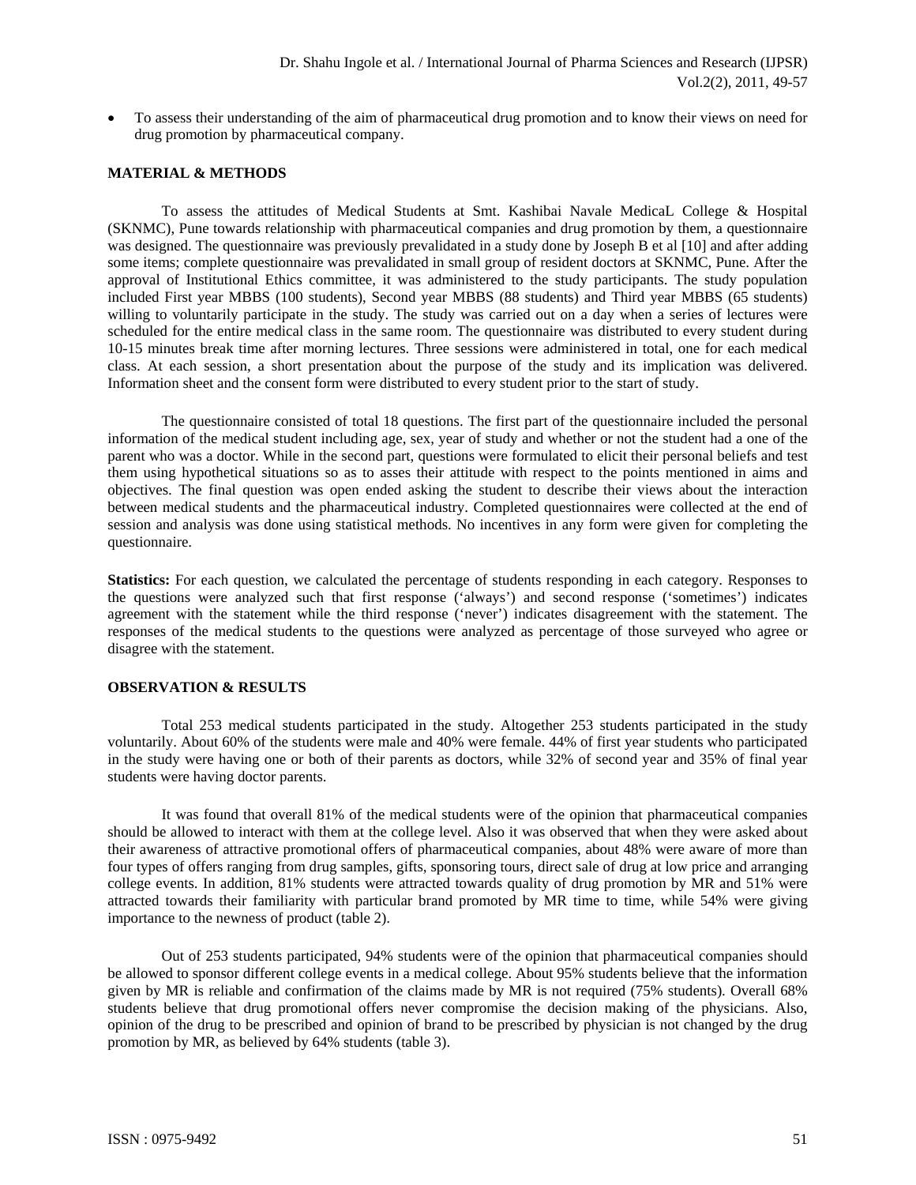- To assess their understanding of the aim of pharmaceutical drug promotion and to know their views on need for drug promotion by pharmaceutical company.

## MATERIAL & METHODS

To assess the attitudes of Medical Students at Smt. Kashibai Navale MedicaL College & Hospital (SKNMC), Pune towards relationship with pharmaceutical companies and drug promotion by them, a questionnaire was designed. The questionnaire was previously prevalidated in a study done by Joseph B et al [10] and after adding some items; complete questionnaire was prevalidated in small group of resident doctors at SKNMC, Pune. After the approval of Institutional Ethics committee, it was administered to the study participants. The study population included First year MBBS (100 students), Second year MBBS (88 students) and Third year MBBS (65 students) willing to voluntarily participate in the study. The study was carried out on a day when a series of lectures were scheduled for the entire medical class in the same room. The questionnaire was distributed to every student during 10-15 minutes break time after morning lectures. Three sessions were administered in total, one for each medical class. At each session, a short presentation about the purpose of the study and its implication was delivered. Information sheet and the consent form were distributed to every student prior to the start of study.

The questionnaire consisted of total 18 questions. The first part of the questionnaire included the personal information of the medical student including age, sex, year of study and whether or not the student had a one of the parent who was a doctor. While in the second part, questions were formulated to elicit their personal beliefs and test them using hypothetical situations so as to asses their attitude with respect to the points mentioned in aims and objectives. The final question was open ended asking the student to describe their views about the interaction between medical students and the pharmaceutical industry. Completed questionnaires were collected at the end of session and analysis was done using statistical methods. No incentives in any form were given for completing the questionnaire.

**Statistics:** For each question, we calculated the percentage of students responding in each category. Responses to the questions were analyzed such that first response ('always') and second response ('sometimes') indicates agreement with the statement while the third response ('never') indicates disagreement with the statement. The responses of the medical students to the questions were analyzed as percentage of those surveyed who agree or disagree with the statement.

## OBSERVATION & RESULTS

Total 253 medical students participated in the study. Altogether 253 students participated in the study voluntarily. About 60% of the students were male and 40% were female. 44% of first year students who participated in the study were having one or both of their parents as doctors, while 32% of second year and 35% of final year students were having doctor parents.

It was found that overall 81% of the medical students were of the opinion that pharmaceutical companies should be allowed to interact with them at the college level. Also it was observed that when they were asked about their awareness of attractive promotional offers of pharmaceutical companies, about 48% were aware of more than four types of offers ranging from drug samples, gifts, sponsoring tours, direct sale of drug at low price and arranging college events. In addition, 81% students were attracted towards quality of drug promotion by MR and 51% were attracted towards their familiarity with particular brand promoted by MR time to time, while 54% were giving importance to the newness of product (table 2).

Out of 253 students participated, 94% students were of the opinion that pharmaceutical companies should be allowed to sponsor different college events in a medical college. About 95% students believe that the information given by MR is reliable and confirmation of the claims made by MR is not required (75% students). Overall 68% students believe that drug promotional offers never compromise the decision making of the physicians. Also, opinion of the drug to be prescribed and opinion of brand to be prescribed by physician is not changed by the drug promotion by MR, as believed by 64% students (table 3).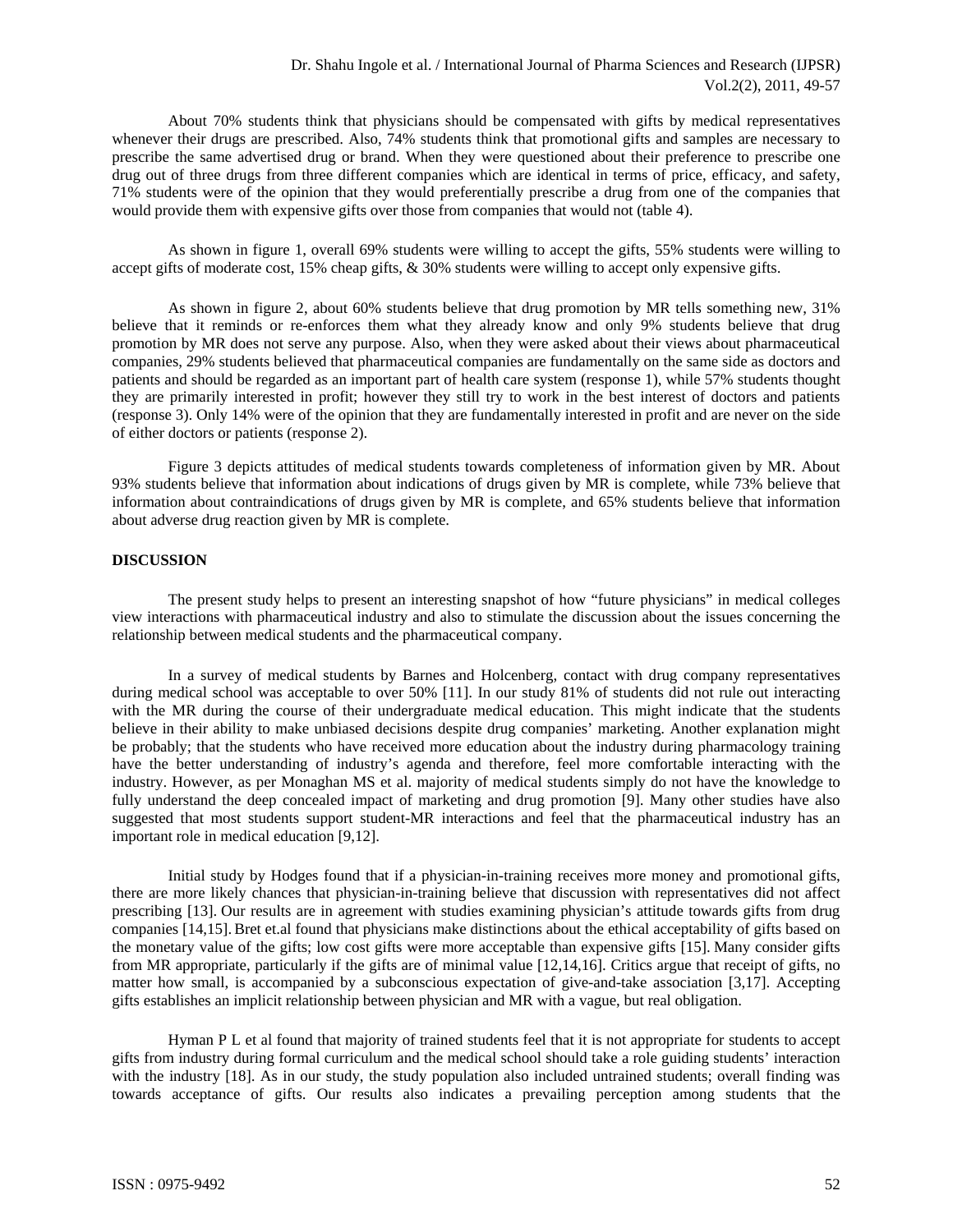About 70% students think that physicians should be compensated with gifts by medical representatives whenever their drugs are prescribed. Also, 74% students think that promotional gifts and samples are necessary to prescribe the same advertised drug or brand. When they were questioned about their preference to prescribe one drug out of three drugs from three different companies which are identical in terms of price, efficacy, and safety, 71% students were of the opinion that they would preferentially prescribe a drug from one of the companies that would provide them with expensive gifts over those from companies that would not (table 4).

As shown in figure 1, overall 69% students were willing to accept the gifts, 55% students were willing to accept gifts of moderate cost, 15% cheap gifts, & 30% students were willing to accept only expensive gifts.

As shown in figure 2, about 60% students believe that drug promotion by MR tells something new, 31% believe that it reminds or re-enforces them what they already know and only 9% students believe that drug promotion by MR does not serve any purpose. Also, when they were asked about their views about pharmaceutical companies, 29% students believed that pharmaceutical companies are fundamentally on the same side as doctors and patients and should be regarded as an important part of health care system (response 1), while 57% students thought they are primarily interested in profit; however they still try to work in the best interest of doctors and patients (response 3). Only 14% were of the opinion that they are fundamentally interested in profit and are never on the side of either doctors or patients (response 2).

Figure 3 depicts attitudes of medical students towards completeness of information given by MR. About 93% students believe that information about indications of drugs given by MR is complete, while 73% believe that information about contraindications of drugs given by MR is complete, and 65% students believe that information about adverse drug reaction given by MR is complete.

## DISCUSSION

The present study helps to present an interesting snapshot of how "future physicians" in medical colleges view interactions with pharmaceutical industry and also to stimulate the discussion about the issues concerning the relationship between medical students and the pharmaceutical company.

In a survey of medical students by Barnes and Holcenberg, contact with drug company representatives during medical school was acceptable to over 50% [11]. In our study 81% of students did not rule out interacting with the MR during the course of their undergraduate medical education. This might indicate that the students believe in their ability to make unbiased decisions despite drug companies' marketing. Another explanation might be probably; that the students who have received more education about the industry during pharmacology training have the better understanding of industry's agenda and therefore, feel more comfortable interacting with the industry. However, as per Monaghan MS et al. majority of medical students simply do not have the knowledge to fully understand the deep concealed impact of marketing and drug promotion [9]. Many other studies have also suggested that most students support student-MR interactions and feel that the pharmaceutical industry has an important role in medical education [9,12].

Initial study by Hodges found that if a physician-in-training receives more money and promotional gifts, there are more likely chances that physician-in-training believe that discussion with representatives did not affect prescribing [13]. Our results are in agreement with studies examining physician's attitude towards gifts from drug companies [14,15]. Bret et.al found that physicians make distinctions about the ethical acceptability of gifts based on the monetary value of the gifts; low cost gifts were more acceptable than expensive gifts [15]. Many consider gifts from MR appropriate, particularly if the gifts are of minimal value [12,14,16]. Critics argue that receipt of gifts, no matter how small, is accompanied by a subconscious expectation of give-and-take association [3,17]. Accepting gifts establishes an implicit relationship between physician and MR with a vague, but real obligation.

Hyman P L et al found that majority of trained students feel that it is not appropriate for students to accept gifts from industry during formal curriculum and the medical school should take a role guiding students' interaction with the industry [18]. As in our study, the study population also included untrained students; overall finding was towards acceptance of gifts. Our results also indicates a prevailing perception among students that the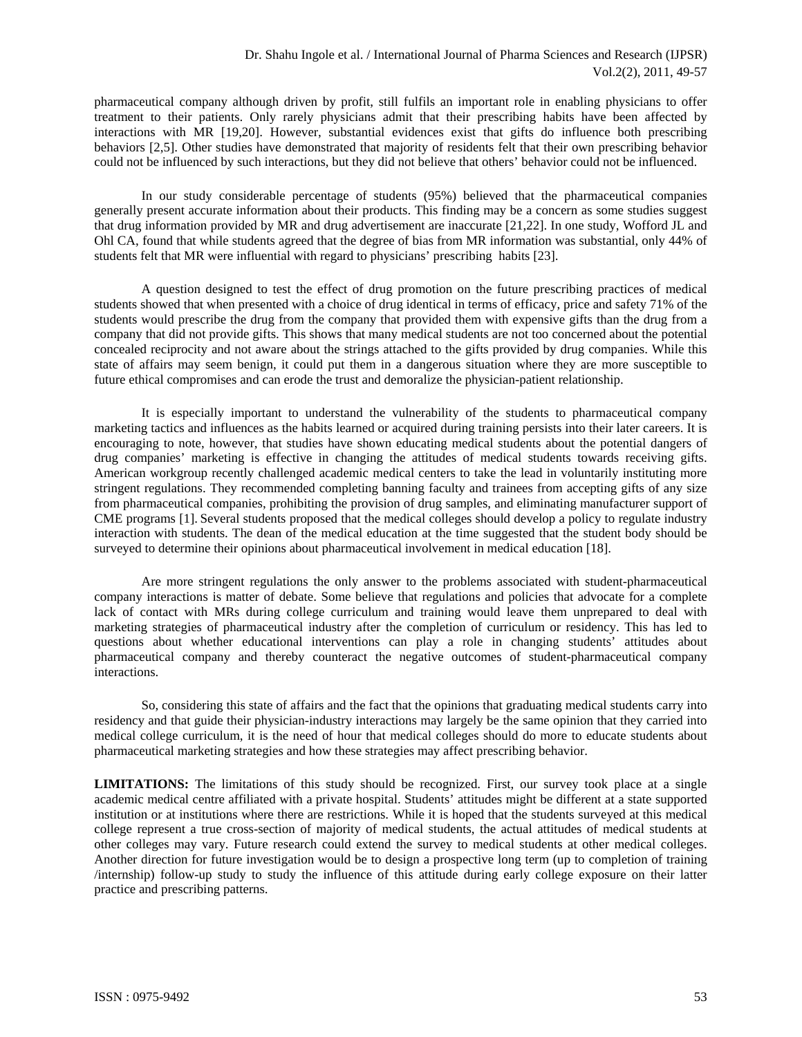pharmaceutical company although driven by profit, still fulfils an important role in enabling physicians to offer treatment to their patients. Only rarely physicians admit that their prescribing habits have been affected by interactions with MR [19,20]. However, substantial evidences exist that gifts do influence both prescribing behaviors [2,5]. Other studies have demonstrated that majority of residents felt that their own prescribing behavior could not be influenced by such interactions, but they did not believe that others' behavior could not be influenced.

In our study considerable percentage of students (95%) believed that the pharmaceutical companies generally present accurate information about their products. This finding may be a concern as some studies suggest that drug information provided by MR and drug advertisement are inaccurate [21,22]. In one study, Wofford JL and Ohl CA, found that while students agreed that the degree of bias from MR information was substantial, only 44% of students felt that MR were influential with regard to physicians' prescribing habits [23].

A question designed to test the effect of drug promotion on the future prescribing practices of medical students showed that when presented with a choice of drug identical in terms of efficacy, price and safety 71% of the students would prescribe the drug from the company that provided them with expensive gifts than the drug from a company that did not provide gifts. This shows that many medical students are not too concerned about the potential concealed reciprocity and not aware about the strings attached to the gifts provided by drug companies. While this state of affairs may seem benign, it could put them in a dangerous situation where they are more susceptible to future ethical compromises and can erode the trust and demoralize the physician-patient relationship.

It is especially important to understand the vulnerability of the students to pharmaceutical company marketing tactics and influences as the habits learned or acquired during training persists into their later careers. It is encouraging to note, however, that studies have shown educating medical students about the potential dangers of drug companies' marketing is effective in changing the attitudes of medical students towards receiving gifts. American workgroup recently challenged academic medical centers to take the lead in voluntarily instituting more stringent regulations. They recommended completing banning faculty and trainees from accepting gifts of any size from pharmaceutical companies, prohibiting the provision of drug samples, and eliminating manufacturer support of CME programs [1]. Several students proposed that the medical colleges should develop a policy to regulate industry interaction with students. The dean of the medical education at the time suggested that the student body should be surveyed to determine their opinions about pharmaceutical involvement in medical education [18].

Are more stringent regulations the only answer to the problems associated with student-pharmaceutical company interactions is matter of debate. Some believe that regulations and policies that advocate for a complete lack of contact with MRs during college curriculum and training would leave them unprepared to deal with marketing strategies of pharmaceutical industry after the completion of curriculum or residency. This has led to questions about whether educational interventions can play a role in changing students' attitudes about pharmaceutical company and thereby counteract the negative outcomes of student-pharmaceutical company interactions.

So, considering this state of affairs and the fact that the opinions that graduating medical students carry into residency and that guide their physician-industry interactions may largely be the same opinion that they carried into medical college curriculum, it is the need of hour that medical colleges should do more to educate students about pharmaceutical marketing strategies and how these strategies may affect prescribing behavior.

**LIMITATIONS:** The limitations of this study should be recognized. First, our survey took place at a single academic medical centre affiliated with a private hospital. Students' attitudes might be different at a state supported institution or at institutions where there are restrictions. While it is hoped that the students surveyed at this medical college represent a true cross-section of majority of medical students, the actual attitudes of medical students at other colleges may vary. Future research could extend the survey to medical students at other medical colleges. Another direction for future investigation would be to design a prospective long term (up to completion of training /internship) follow-up study to study the influence of this attitude during early college exposure on their latter practice and prescribing patterns.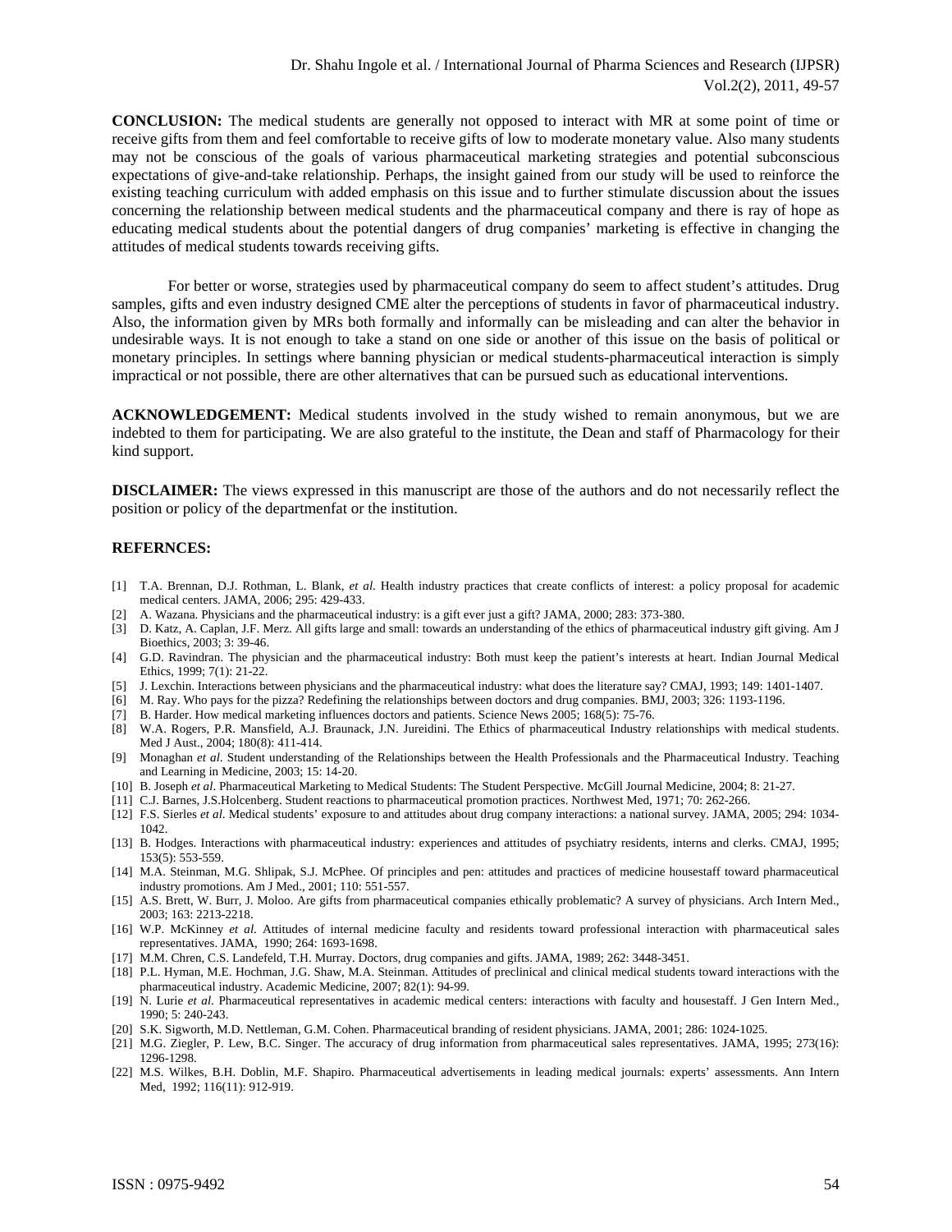**CONCLUSION:** The medical students are generally not opposed to interact with MR at some point of time or receive gifts from them and feel comfortable to receive gifts of low to moderate monetary value. Also many students may not be conscious of the goals of various pharmaceutical marketing strategies and potential subconscious expectations of give-and-take relationship. Perhaps, the insight gained from our study will be used to reinforce the existing teaching curriculum with added emphasis on this issue and to further stimulate discussion about the issues concerning the relationship between medical students and the pharmaceutical company and there is ray of hope as educating medical students about the potential dangers of drug companies' marketing is effective in changing the attitudes of medical students towards receiving gifts.

For better or worse, strategies used by pharmaceutical company do seem to affect student's attitudes. Drug samples, gifts and even industry designed CME alter the perceptions of students in favor of pharmaceutical industry. Also, the information given by MRs both formally and informally can be misleading and can alter the behavior in undesirable ways. It is not enough to take a stand on one side or another of this issue on the basis of political or monetary principles. In settings where banning physician or medical students-pharmaceutical interaction is simply impractical or not possible, there are other alternatives that can be pursued such as educational interventions.

**ACKNOWLEDGEMENT:** Medical students involved in the study wished to remain anonymous, but we are indebted to them for participating. We are also grateful to the institute, the Dean and staff of Pharmacology for their kind support.

**DISCLAIMER:** The views expressed in this manuscript are those of the authors and do not necessarily reflect the position or policy of the departmenfat or the institution.

**REFERNCES:**

- [1] T.A. Brennan, D.J. Rothman, L. Blank, *et al.* Health industry practices that create conflicts of interest: a policy proposal for academic medical centers. JAMA, 2006; 295: 429-433.
- [2] A. Wazana. Physicians and the pharmaceutical industry: is a gift ever just a gift? JAMA, 2000; 283: 373-380.
- [3] D. Katz, A. Caplan, J.F. Merz. All gifts large and small: towards an understanding of the ethics of pharmaceutical industry gift giving. Am J Bioethics, 2003; 3: 39-46.
- [4] G.D. Ravindran. The physician and the pharmaceutical industry: Both must keep the patient's interests at heart. Indian Journal Medical Ethics, 1999; 7(1): 21-22.
- [5] J. Lexchin. Interactions between physicians and the pharmaceutical industry: what does the literature say? CMAJ, 1993; 149: 1401-1407.
- [6] M. Ray. Who pays for the pizza? Redefining the relationships between doctors and drug companies. BMJ, 2003; 326: 1193-1196.
- [7] B. Harder. How medical marketing influences doctors and patients. Science News 2005; 168(5): 75-76.
- [8] W.A. Rogers, P.R. Mansfield, A.J. Braunack, J.N. Jureidini. The Ethics of pharmaceutical Industry relationships with medical students. Med J Aust., 2004; 180(8): 411-414.
- [9] Monaghan *et al.* Student understanding of the Relationships between the Health Professionals and the Pharmaceutical Industry. Teaching and Learning in Medicine, 2003; 15: 14-20.
- [10] B. Joseph *et al*. Pharmaceutical Marketing to Medical Students: The Student Perspective. McGill Journal Medicine, 2004; 8: 21-27.
- [11] C.J. Barnes, J.S.Holcenberg. Student reactions to pharmaceutical promotion practices. Northwest Med, 1971; 70: 262-266.
- [12] F.S. Sierles *et al.* Medical students' exposure to and attitudes about drug company interactions: a national survey. JAMA, 2005; 294: 1034-1042.
- [13] B. Hodges. Interactions with pharmaceutical industry: experiences and attitudes of psychiatry residents, interns and clerks. CMAJ, 1995; 153(5): 553-559.
- [14] M.A. Steinman, M.G. Shlipak, S.J. McPhee. Of principles and pen: attitudes and practices of medicine housestaff toward pharmaceutical industry promotions. Am J Med., 2001; 110: 551-557.
- [15] A.S. Brett, W. Burr, J. Moloo. Are gifts from pharmaceutical companies ethically problematic? A survey of physicians. Arch Intern Med., 2003; 163: 2213-2218.
- [16] W.P. McKinney *et al.* Attitudes of internal medicine faculty and residents toward professional interaction with pharmaceutical sales representatives. JAMA, 1990; 264: 1693-1698.
- [17] M.M. Chren, C.S. Landefeld, T.H. Murray. Doctors, drug companies and gifts. JAMA, 1989; 262: 3448-3451.
- [18] P.L. Hyman, M.E. Hochman, J.G. Shaw, M.A. Steinman. Attitudes of preclinical and clinical medical students toward interactions with the pharmaceutical industry. Academic Medicine, 2007; 82(1): 94-99.
- [19] N. Lurie *et al.* Pharmaceutical representatives in academic medical centers: interactions with faculty and housestaff. J Gen Intern Med., 1990; 5: 240-243.
- [20] S.K. Sigworth, M.D. Nettleman, G.M. Cohen. Pharmaceutical branding of resident physicians. JAMA, 2001; 286: 1024-1025.
- [21] M.G. Ziegler, P. Lew, B.C. Singer. The accuracy of drug information from pharmaceutical sales representatives. JAMA, 1995; 273(16): 1296-1298.
- [22] M.S. Wilkes, B.H. Doblin, M.F. Shapiro. Pharmaceutical advertisements in leading medical journals: experts' assessments. Ann Intern Med, 1992; 116(11): 912-919.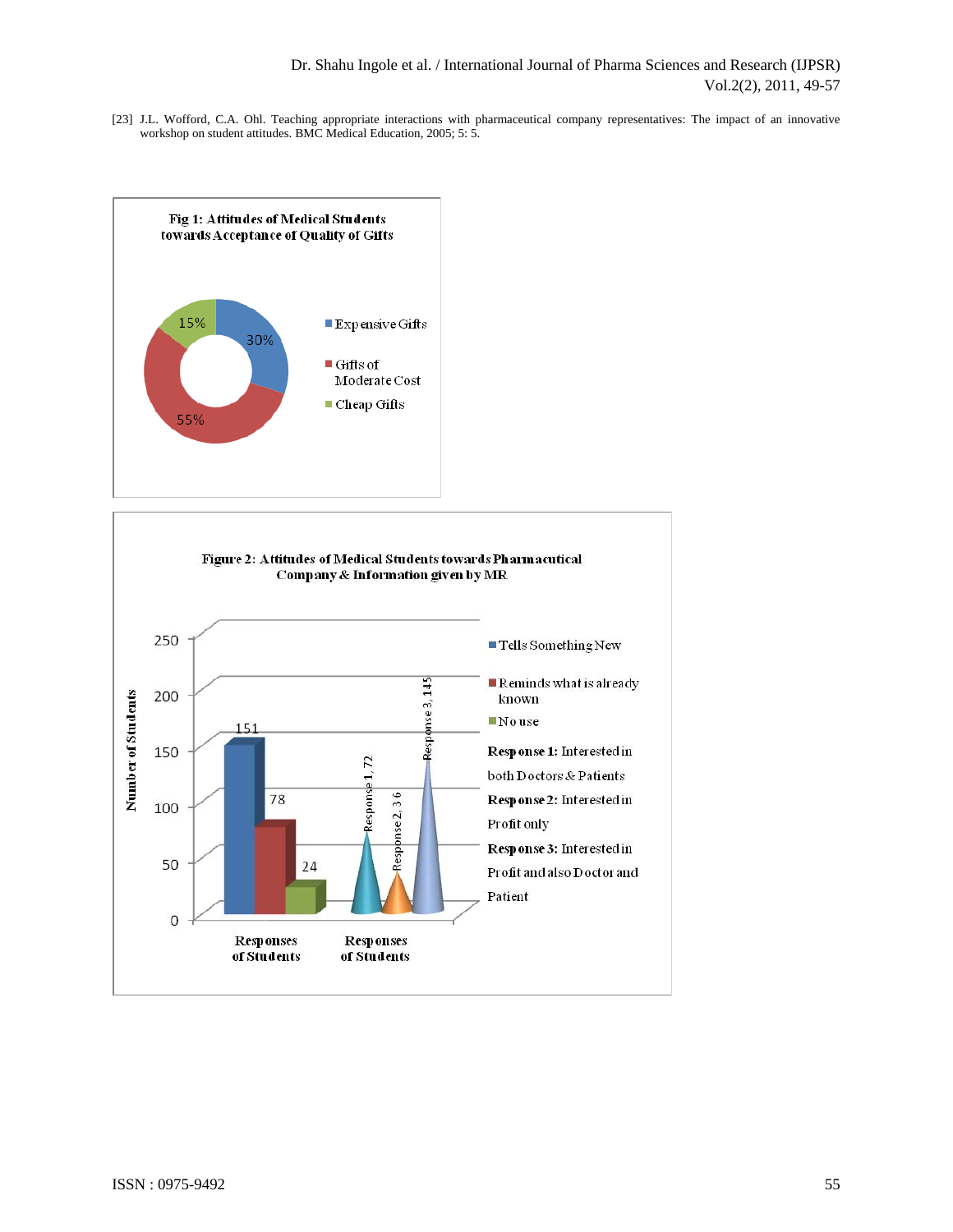[23] J.L. Wofford, C.A. Ohl. Teaching appropriate interactions with pharmaceutical company representatives: The impact of an innovative workshop on student attitudes. BMC Medical Education, 2005; 5: 5.

**Fig 1: Attitudes of Medical Students towards Acceptance of Quality of Gifts**

| Category | Percentage |
|---|---|
| Expensive Gifts | 30% |
| Gifts of Moderate Cost | 55% |
| Cheap Gifts | 15% |

**Figure 2: Attitudes of Medical Students towards Pharmacutical Company & Information given by MR**

Responses of Students (Number of Students):

| Response | Number of Students |
|---|---|
| Tells Something New | 151 |
| Reminds what is already known | 78 |
| No use | 24 |

Responses of Students (Number of Students):

| Response | Number of Students |
|---|---|
| Response 1: Interested in both Doctors & Patients | 72 |
| Response 2: Interested in Profit only | 36 |
| Response 3: Interested in Profit and also Doctor and Patient | 145 |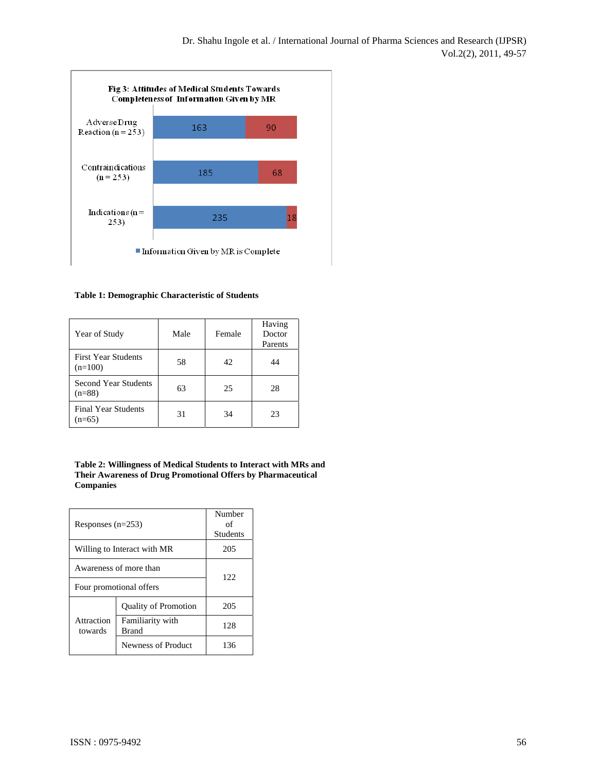**Fig 3: Attitudes of Medical Students Towards Completeness of Information Given by MR**

| | Information Given by MR is Complete | |
|---|---|---|
| Adverse Drug Reaction (n = 253) | 163 | 90 |
| Contraindications (n = 253) | 185 | 68 |
| Indications (n = 253) | 235 | 18 |

**Table 1: Demographic Characteristic of Students**

| Year of Study | Male | Female | Having Doctor Parents |
|---|---|---|---|
| First Year Students (n=100) | 58 | 42 | 44 |
| Second Year Students (n=88) | 63 | 25 | 28 |
| Final Year Students (n=65) | 31 | 34 | 23 |

**Table 2: Willingness of Medical Students to Interact with MRs and Their Awareness of Drug Promotional Offers by Pharmaceutical Companies**

| Responses (n=253) | | Number of Students |
|---|---|---|
| Willing to Interact with MR | | 205 |
| Awareness of more than Four promotional offers | | 122 |
| Attraction towards | Quality of Promotion | 205 |
| | Familiarity with Brand | 128 |
| | Newness of Product | 136 |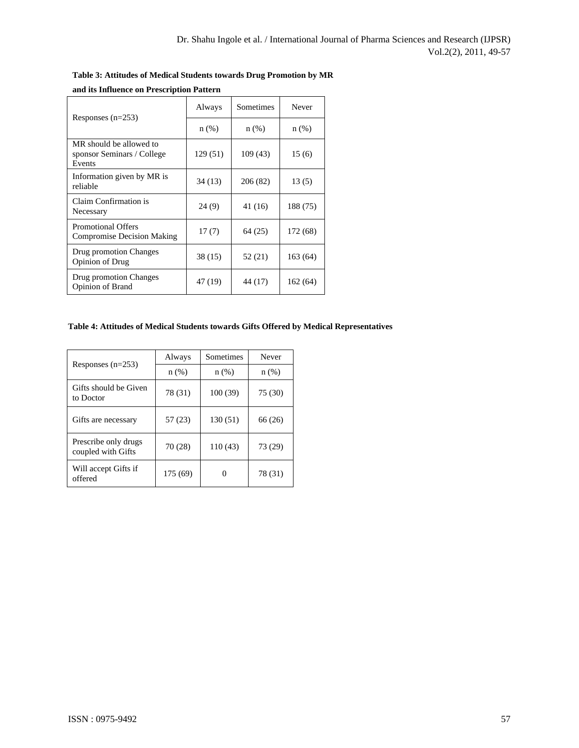**Table 3: Attitudes of Medical Students towards Drug Promotion by MR and its Influence on Prescription Pattern**

| Responses (n=253) | Always | Sometimes | Never |
|---|---|---|---|
| | n (%) | n (%) | n (%) |
| MR should be allowed to sponsor Seminars / College Events | 129 (51) | 109 (43) | 15 (6) |
| Information given by MR is reliable | 34 (13) | 206 (82) | 13 (5) |
| Claim Confirmation is Necessary | 24 (9) | 41 (16) | 188 (75) |
| Promotional Offers Compromise Decision Making | 17 (7) | 64 (25) | 172 (68) |
| Drug promotion Changes Opinion of Drug | 38 (15) | 52 (21) | 163 (64) |
| Drug promotion Changes Opinion of Brand | 47 (19) | 44 (17) | 162 (64) |

**Table 4: Attitudes of Medical Students towards Gifts Offered by Medical Representatives**

| Responses (n=253) | Always | Sometimes | Never |
|---|---|---|---|
| | n (%) | n (%) | n (%) |
| Gifts should be Given to Doctor | 78 (31) | 100 (39) | 75 (30) |
| Gifts are necessary | 57 (23) | 130 (51) | 66 (26) |
| Prescribe only drugs coupled with Gifts | 70 (28) | 110 (43) | 73 (29) |
| Will accept Gifts if offered | 175 (69) | 0 | 78 (31) |